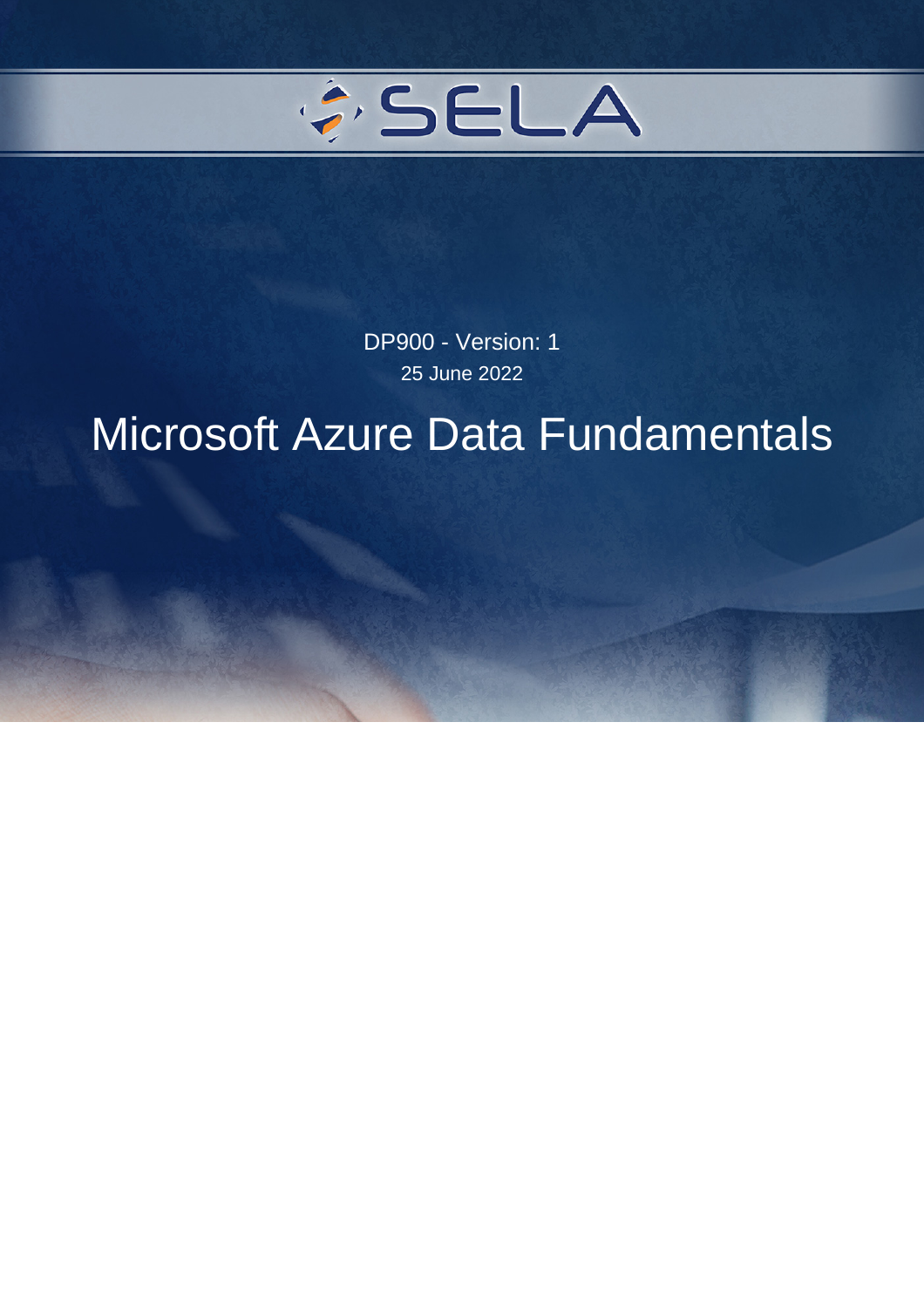SELA

DP900 - Version: 1

25 June 2022

# Microsoft Azure Data Fundamentals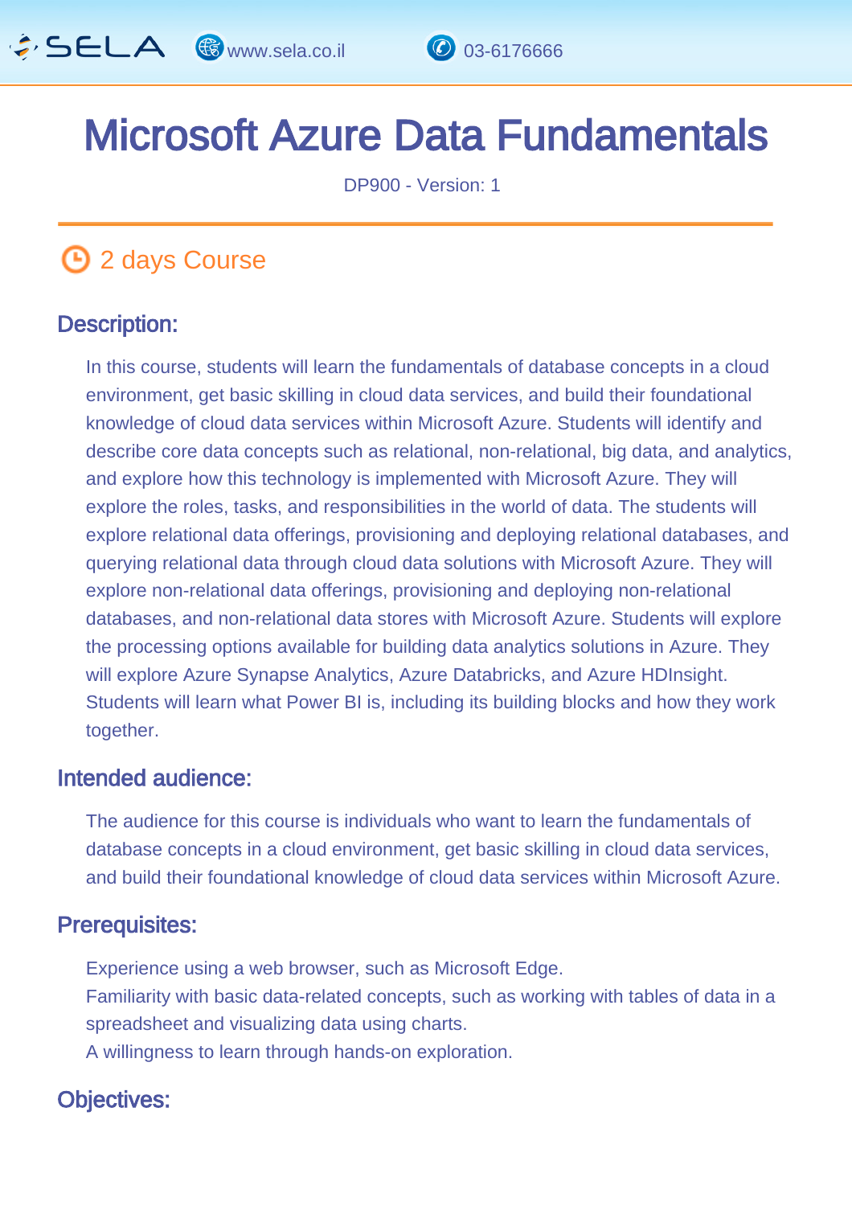# Microsoft Azure Data Fundamentals

DP900 - Version: 1

## 2 days Course

### Description:

In this course, students will learn the fundamentals of database concepts in a cloud environment, get basic skilling in cloud data services, and build their foundational knowledge of cloud data services within Microsoft Azure. Students will identify and describe core data concepts such as relational, non-relational, big data, and analytics, and explore how this technology is implemented with Microsoft Azure. They will explore the roles, tasks, and responsibilities in the world of data. The students will explore relational data offerings, provisioning and deploying relational databases, and querying relational data through cloud data solutions with Microsoft Azure. They will explore non-relational data offerings, provisioning and deploying non-relational databases, and non-relational data stores with Microsoft Azure. Students will explore the processing options available for building data analytics solutions in Azure. They will explore Azure Synapse Analytics, Azure Databricks, and Azure HDInsight. Students will learn what Power BI is, including its building blocks and how they work together.

### Intended audience:

The audience for this course is individuals who want to learn the fundamentals of database concepts in a cloud environment, get basic skilling in cloud data services, and build their foundational knowledge of cloud data services within Microsoft Azure.

### Prerequisites:

Experience using a web browser, such as Microsoft Edge.
Familiarity with basic data-related concepts, such as working with tables of data in a spreadsheet and visualizing data using charts.
A willingness to learn through hands-on exploration.

### Objectives: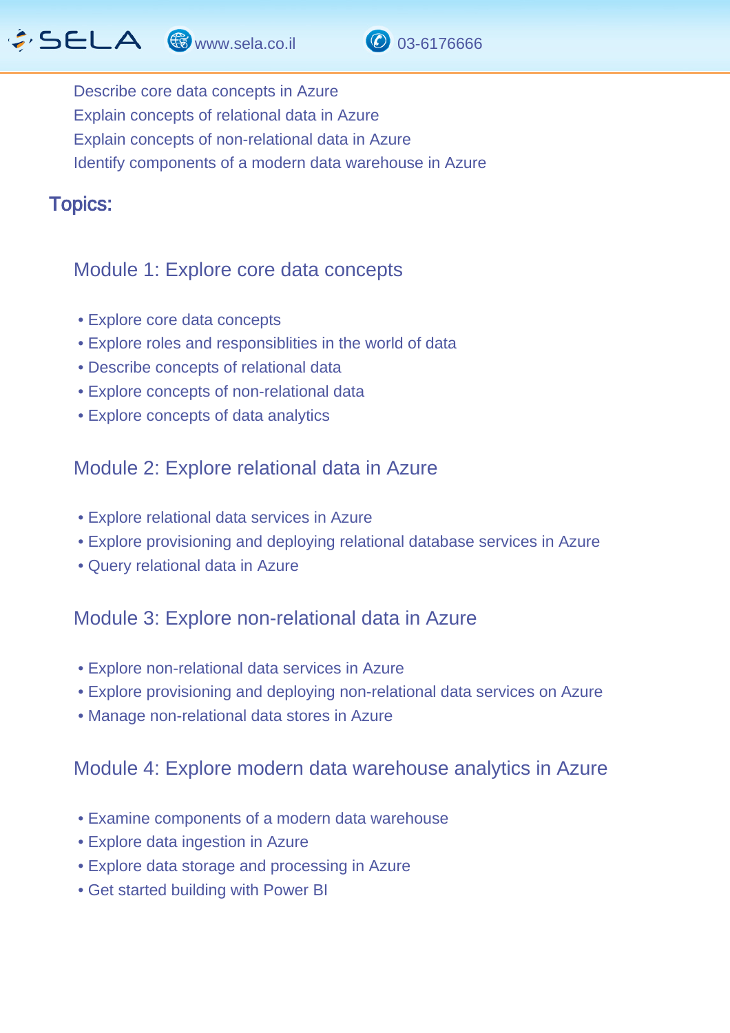Describe core data concepts in Azure
Explain concepts of relational data in Azure
Explain concepts of non-relational data in Azure
Identify components of a modern data warehouse in Azure

## Topics:

### Module 1: Explore core data concepts

- Explore core data concepts
- Explore roles and responsiblities in the world of data
- Describe concepts of relational data
- Explore concepts of non-relational data
- Explore concepts of data analytics

### Module 2: Explore relational data in Azure

- Explore relational data services in Azure
- Explore provisioning and deploying relational database services in Azure
- Query relational data in Azure

### Module 3: Explore non-relational data in Azure

- Explore non-relational data services in Azure
- Explore provisioning and deploying non-relational data services on Azure
- Manage non-relational data stores in Azure

### Module 4: Explore modern data warehouse analytics in Azure

- Examine components of a modern data warehouse
- Explore data ingestion in Azure
- Explore data storage and processing in Azure
- Get started building with Power BI